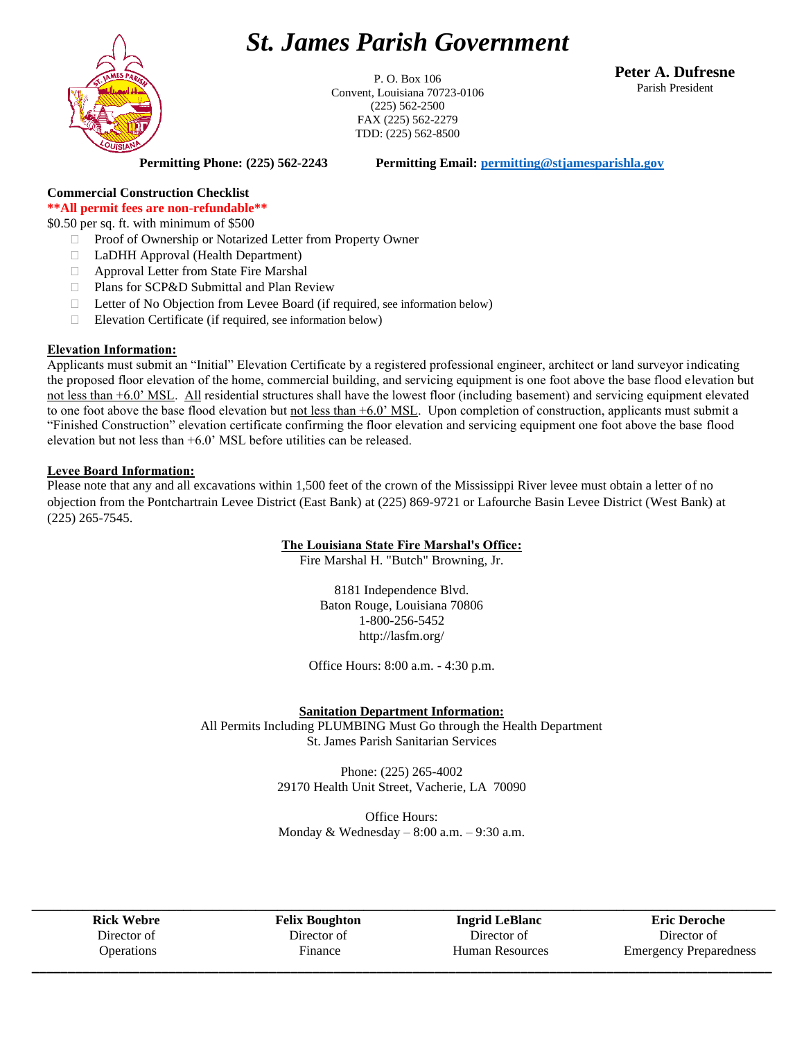# *St. James Parish Government*

P. O. Box 106
Convent, Louisiana 70723-0106
(225) 562-2500
FAX (225) 562-2279
TDD: (225) 562-8500

**Peter A. Dufresne**
Parish President

**Permitting Phone: (225) 562-2243** **Permitting Email: permitting@stjamesparishla.gov**

**Commercial Construction Checklist**

****All permit fees are non-refundable****

$0.50 per sq. ft. with minimum of $500

- ☐ Proof of Ownership or Notarized Letter from Property Owner
- ☐ LaDHH Approval (Health Department)
- ☐ Approval Letter from State Fire Marshal
- ☐ Plans for SCP&D Submittal and Plan Review
- ☐ Letter of No Objection from Levee Board (if required, see information below)
- ☐ Elevation Certificate (if required, see information below)

**Elevation Information:**

Applicants must submit an "Initial" Elevation Certificate by a registered professional engineer, architect or land surveyor indicating the proposed floor elevation of the home, commercial building, and servicing equipment is one foot above the base flood elevation but not less than +6.0' MSL. All residential structures shall have the lowest floor (including basement) and servicing equipment elevated to one foot above the base flood elevation but not less than +6.0' MSL. Upon completion of construction, applicants must submit a "Finished Construction" elevation certificate confirming the floor elevation and servicing equipment one foot above the base flood elevation but not less than +6.0' MSL before utilities can be released.

**Levee Board Information:**

Please note that any and all excavations within 1,500 feet of the crown of the Mississippi River levee must obtain a letter of no objection from the Pontchartrain Levee District (East Bank) at (225) 869-9721 or Lafourche Basin Levee District (West Bank) at (225) 265-7545.

**The Louisiana State Fire Marshal's Office:**

Fire Marshal H. "Butch" Browning, Jr.

8181 Independence Blvd.
Baton Rouge, Louisiana 70806
1-800-256-5452
http://lasfm.org/

Office Hours: 8:00 a.m. - 4:30 p.m.

**Sanitation Department Information:**

All Permits Including PLUMBING Must Go through the Health Department
St. James Parish Sanitarian Services

Phone: (225) 265-4002
29170 Health Unit Street, Vacherie, LA 70090

Office Hours:
Monday & Wednesday – 8:00 a.m. – 9:30 a.m.

| **Rick Webre** | **Felix Boughton** | **Ingrid LeBlanc** | **Eric Deroche** |
|---|---|---|---|
| Director of Operations | Director of Finance | Director of Human Resources | Director of Emergency Preparedness |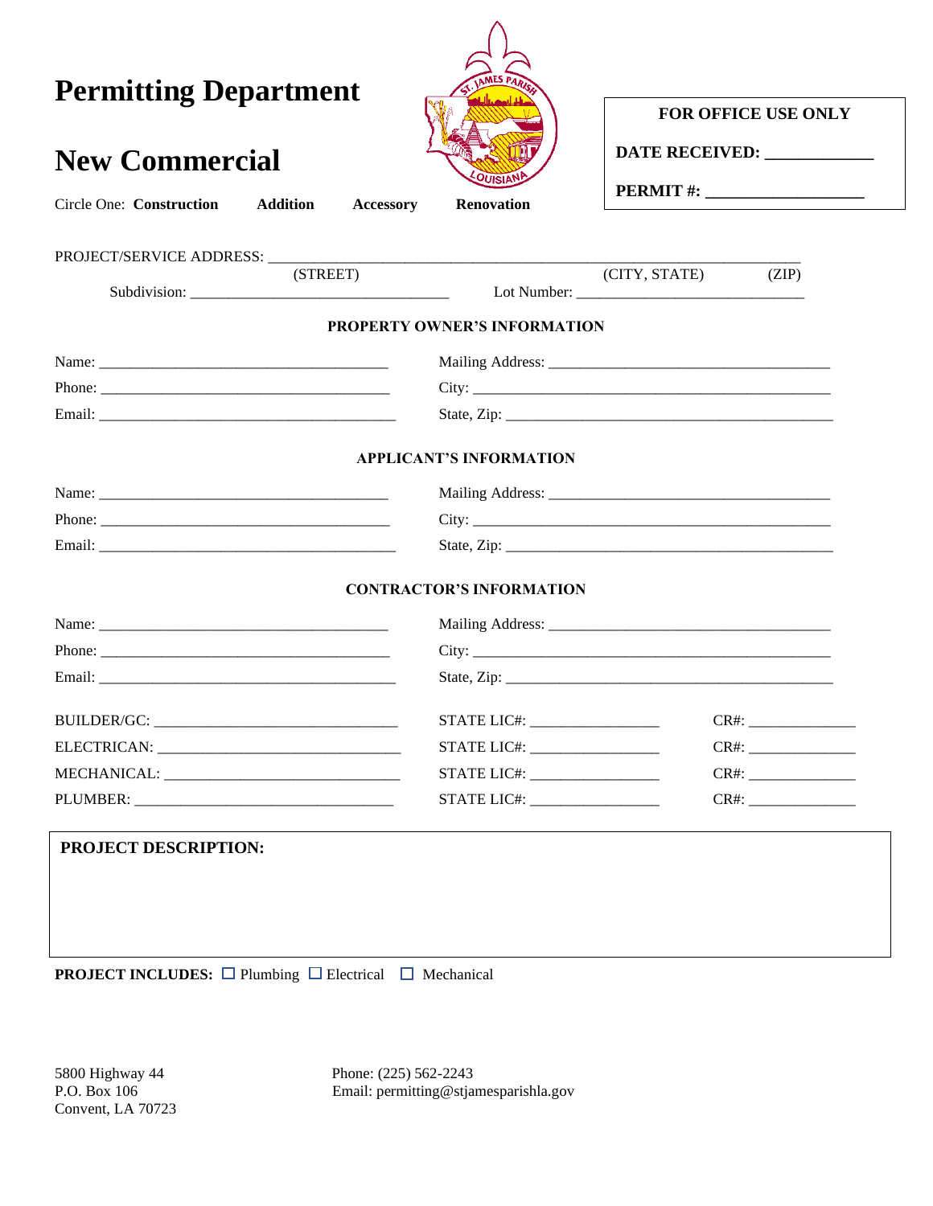# Permitting Department

# New Commercial

Circle One: **Construction** **Addition** **Accessory** **Renovation**

**FOR OFFICE USE ONLY**

**DATE RECEIVED: ____________**

**PERMIT #: __________________**

PROJECT/SERVICE ADDRESS: ______________________________________________________________
(STREET) (CITY, STATE) (ZIP)

Subdivision: ________________________________ Lot Number: __________________________

**PROPERTY OWNER'S INFORMATION**

Name: ____________________________________ Mailing Address: ___________________________________

Phone: ____________________________________ City: ______________________________________________

Email: _____________________________________ State, Zip: __________________________________________

**APPLICANT'S INFORMATION**

Name: ____________________________________ Mailing Address: ___________________________________

Phone: ____________________________________ City: ______________________________________________

Email: _____________________________________ State, Zip: __________________________________________

**CONTRACTOR'S INFORMATION**

Name: ____________________________________ Mailing Address: ___________________________________

Phone: ____________________________________ City: ______________________________________________

Email: _____________________________________ State, Zip: __________________________________________

BUILDER/GC: ______________________________ STATE LIC#: _______________ CR#: _____________

ELECTRICAN: ______________________________ STATE LIC#: _______________ CR#: _____________

MECHANICAL: ______________________________ STATE LIC#: _______________ CR#: _____________

PLUMBER: _________________________________ STATE LIC#: _______________ CR#: _____________

**PROJECT DESCRIPTION:**

**PROJECT INCLUDES:** ☐ Plumbing ☐ Electrical ☐ Mechanical

5800 Highway 44
P.O. Box 106
Convent, LA 70723

Phone: (225) 562-2243
Email: permitting@stjamesparishla.gov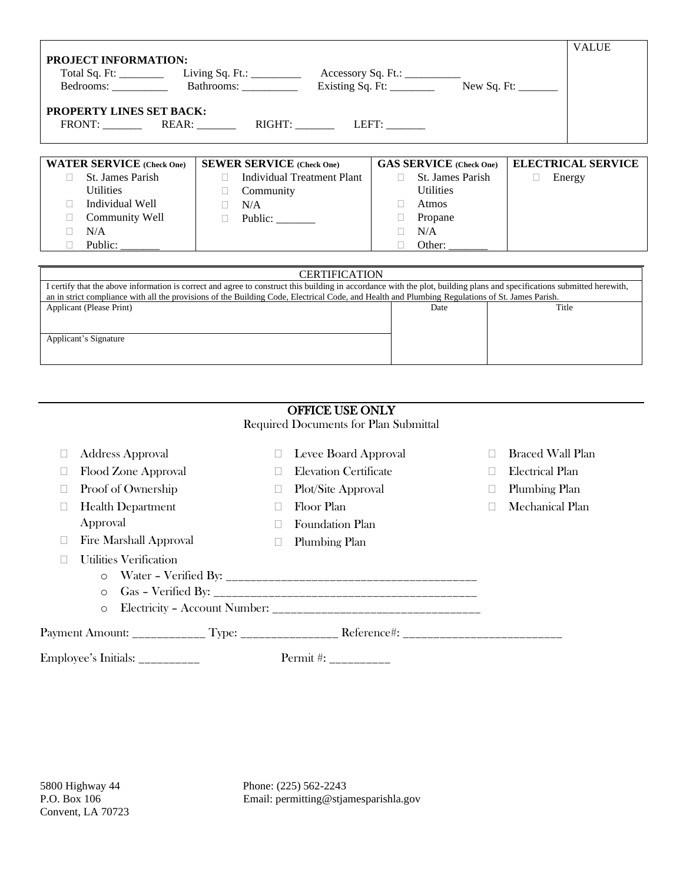| PROJECT INFORMATION: | VALUE |
|---|---|
| Total Sq. Ft: ________ Living Sq. Ft.: _________ Accessory Sq. Ft.: __________ | |
| Bedrooms: __________ Bathrooms: __________ Existing Sq. Ft: ________ New Sq. Ft: _______ | |
| **PROPERTY LINES SET BACK:** | |
| FRONT: _______ REAR: _______ RIGHT: _______ LEFT: _______ | |

| WATER SERVICE (Check One) | SEWER SERVICE (Check One) | GAS SERVICE (Check One) | ELECTRICAL SERVICE |
|---|---|---|---|
| ☐ St. James Parish Utilities | ☐ Individual Treatment Plant | ☐ St. James Parish Utilities | ☐ Energy |
| ☐ Individual Well | ☐ Community | ☐ Atmos | |
| ☐ Community Well | ☐ N/A | ☐ Propane | |
| ☐ N/A | ☐ Public: _______ | ☐ N/A | |
| ☐ Public: _______ | | ☐ Other: _______ | |

| CERTIFICATION | | |
|---|---|---|
| I certify that the above information is correct and agree to construct this building in accordance with the plot, building plans and specifications submitted herewith, an in strict compliance with all the provisions of the Building Code, Electrical Code, and Health and Plumbing Regulations of St. James Parish. | | |
| Applicant (Please Print) | Date | Title |
| Applicant's Signature | | |

## OFFICE USE ONLY

Required Documents for Plan Submittal

- ☐ Address Approval
- ☐ Flood Zone Approval
- ☐ Proof of Ownership
- ☐ Health Department Approval
- ☐ Fire Marshall Approval
- ☐ Utilities Verification
  - Water – Verified By: ________________________________________
  - Gas – Verified By: ________________________________________
  - Electricity – Account Number: ________________________________
- ☐ Levee Board Approval
- ☐ Elevation Certificate
- ☐ Plot/Site Approval
- ☐ Floor Plan
- ☐ Foundation Plan
- ☐ Plumbing Plan
- ☐ Braced Wall Plan
- ☐ Electrical Plan
- ☐ Plumbing Plan
- ☐ Mechanical Plan

Payment Amount: ____________ Type: ________________ Reference#: _________________________

Employee's Initials: __________ Permit #: __________

5800 Highway 44
P.O. Box 106
Convent, LA 70723

Phone: (225) 562-2243
Email: permitting@stjamesparishla.gov